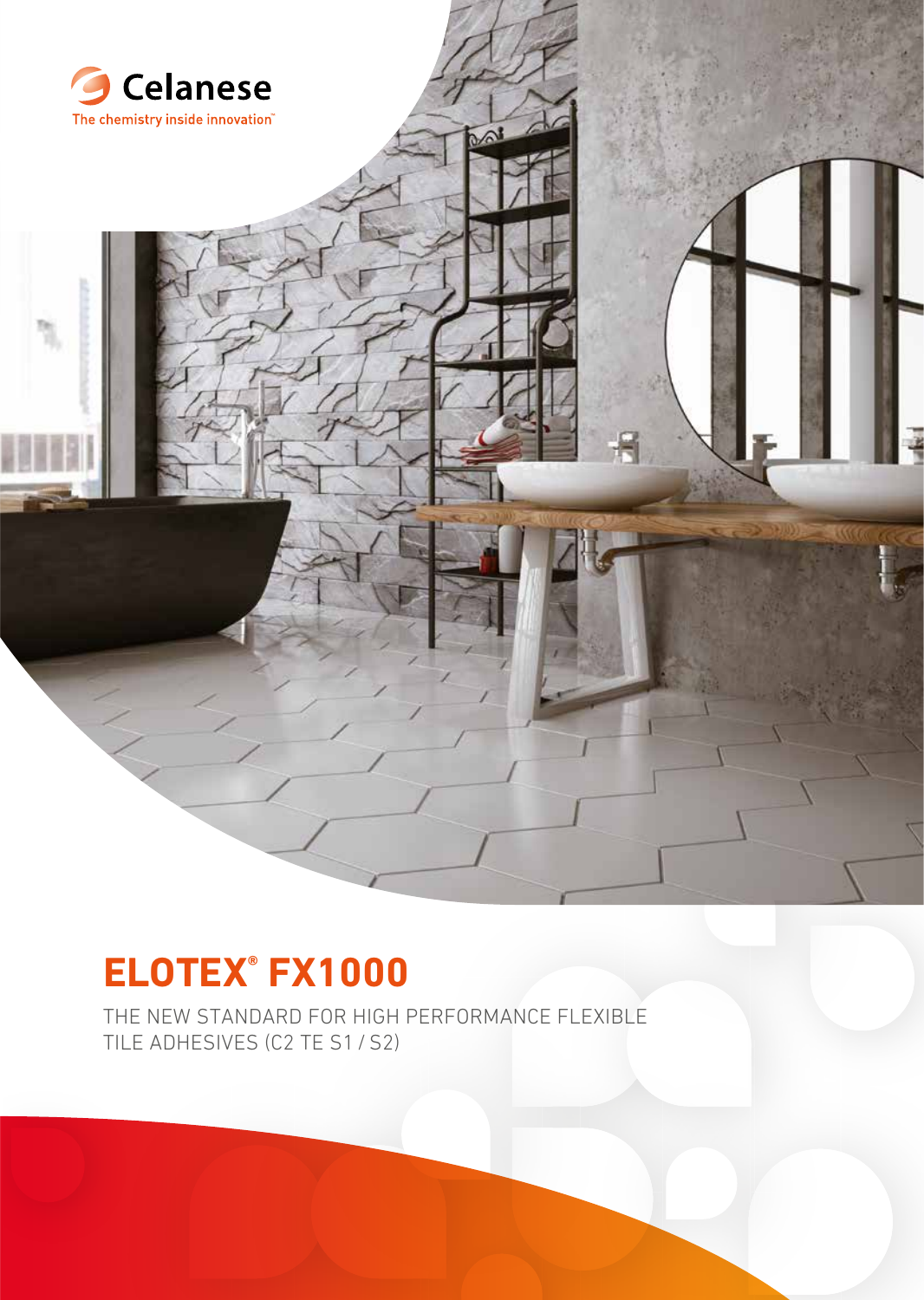Celanese

The chemistry inside innovation™

# ELOTEX® FX1000

THE NEW STANDARD FOR HIGH PERFORMANCE FLEXIBLE TILE ADHESIVES (C2 TE S1 / S2)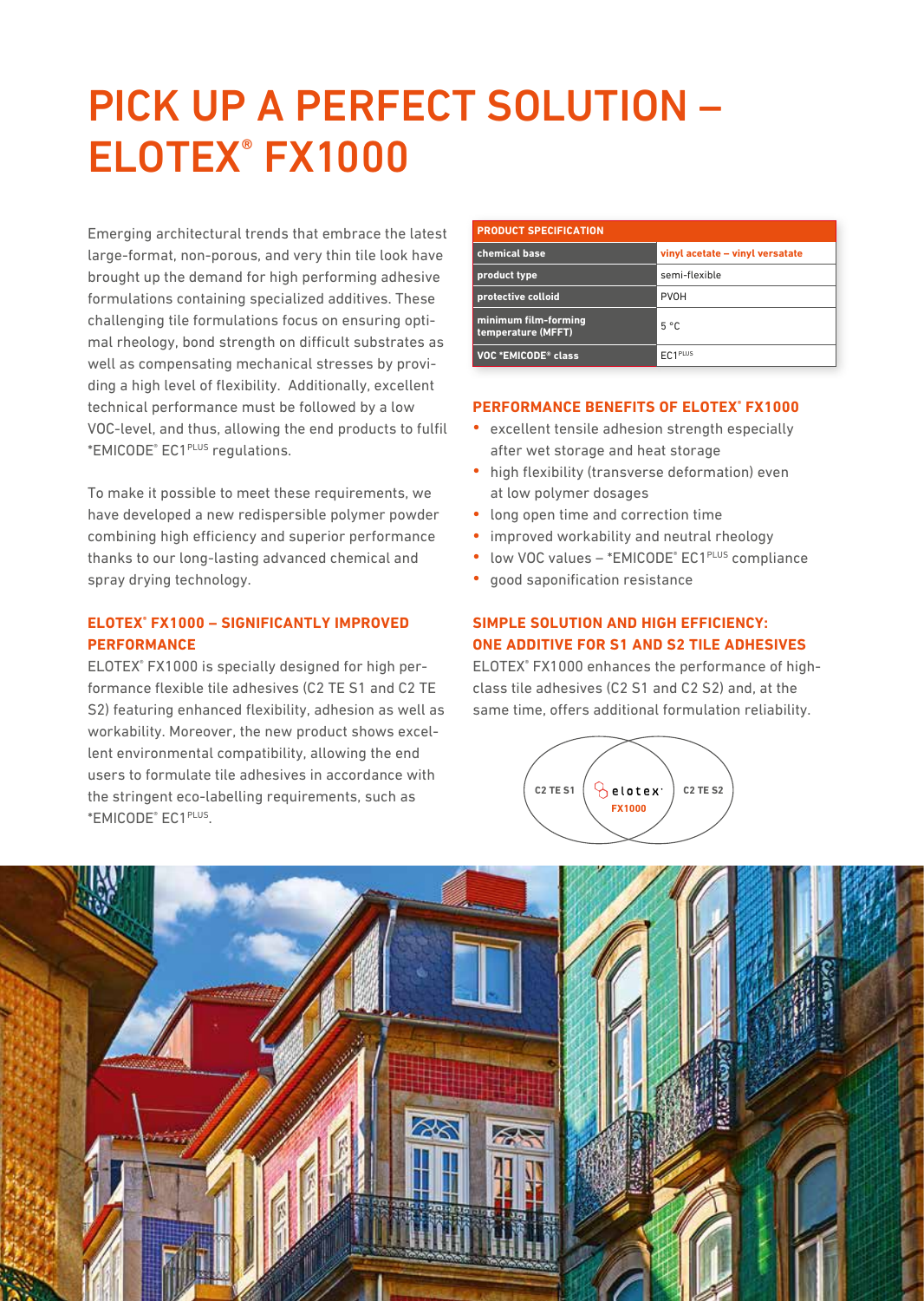# PICK UP A PERFECT SOLUTION – ELOTEX® FX1000

Emerging architectural trends that embrace the latest large-format, non-porous, and very thin tile look have brought up the demand for high performing adhesive formulations containing specialized additives. These challenging tile formulations focus on ensuring optimal rheology, bond strength on difficult substrates as well as compensating mechanical stresses by providing a high level of flexibility. Additionally, excellent technical performance must be followed by a low VOC-level, and thus, allowing the end products to fulfil *EMICODE® EC1 PLUS regulations.

To make it possible to meet these requirements, we have developed a new redispersible polymer powder combining high efficiency and superior performance thanks to our long-lasting advanced chemical and spray drying technology.

## ELOTEX® FX1000 – SIGNIFICANTLY IMPROVED PERFORMANCE

ELOTEX® FX1000 is specially designed for high performance flexible tile adhesives (C2 TE S1 and C2 TE S2) featuring enhanced flexibility, adhesion as well as workability. Moreover, the new product shows excellent environmental compatibility, allowing the end users to formulate tile adhesives in accordance with the stringent eco-labelling requirements, such as *EMICODE® EC1 PLUS.

| PRODUCT SPECIFICATION | |
|---|---|
| chemical base | vinyl acetate – vinyl versatate |
| product type | semi-flexible |
| protective colloid | PVOH |
| minimum film-forming temperature (MFFT) | 5 °C |
| VOC *EMICODE® class | EC1 PLUS |

## PERFORMANCE BENEFITS OF ELOTEX® FX1000

- excellent tensile adhesion strength especially after wet storage and heat storage
- high flexibility (transverse deformation) even at low polymer dosages
- long open time and correction time
- improved workability and neutral rheology
- low VOC values – *EMICODE® EC1 PLUS compliance
- good saponification resistance

## SIMPLE SOLUTION AND HIGH EFFICIENCY: ONE ADDITIVE FOR S1 AND S2 TILE ADHESIVES

ELOTEX® FX1000 enhances the performance of high-class tile adhesives (C2 S1 and C2 S2) and, at the same time, offers additional formulation reliability.

C2 TE S1 | elotex FX1000 | C2 TE S2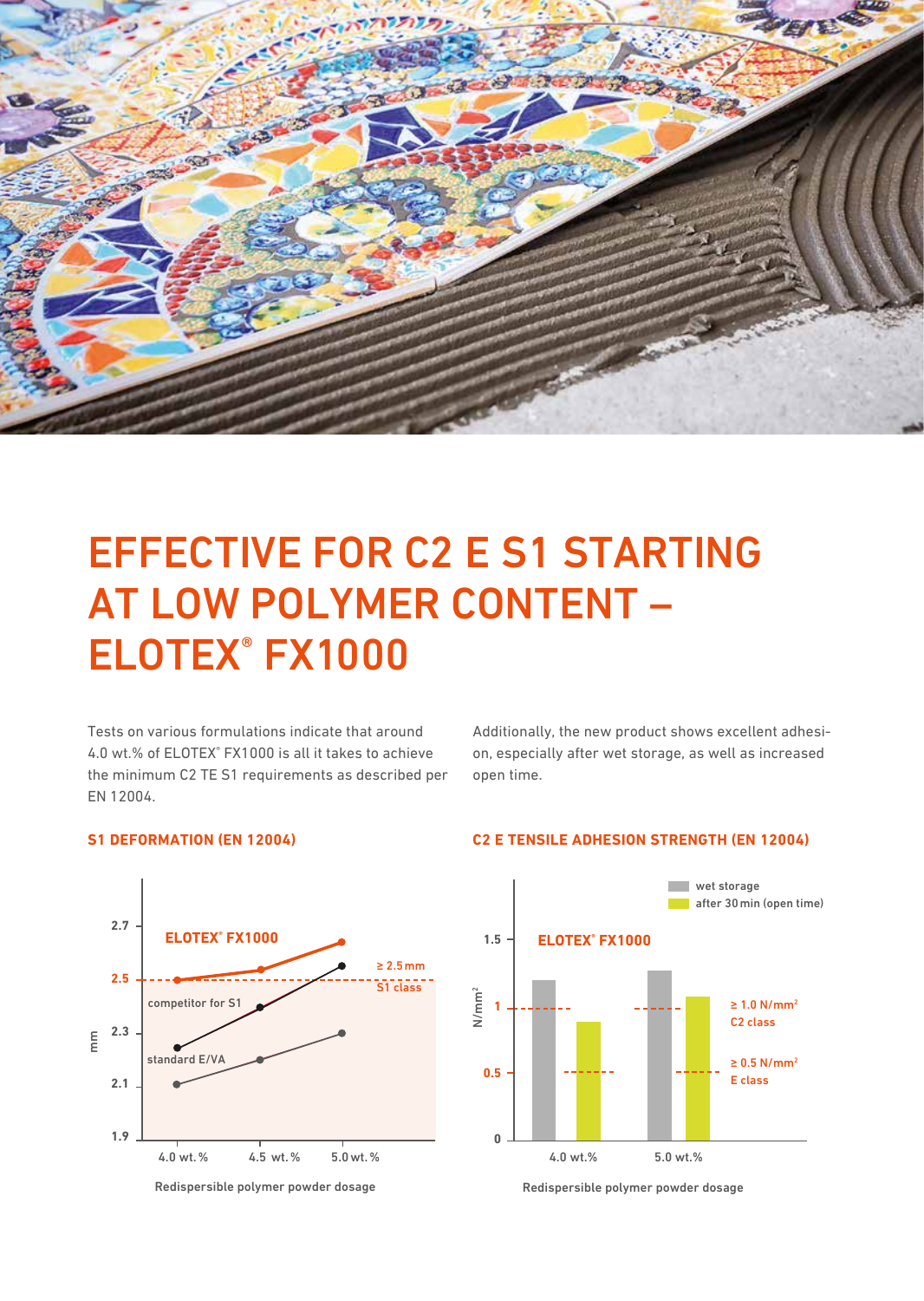# EFFECTIVE FOR C2 E S1 STARTING AT LOW POLYMER CONTENT – ELOTEX® FX1000

Tests on various formulations indicate that around 4.0 wt.% of ELOTEX® FX1000 is all it takes to achieve the minimum C2 TE S1 requirements as described per EN 12004.

Additionally, the new product shows excellent adhesion, especially after wet storage, as well as increased open time.

### S1 DEFORMATION (EN 12004)

ELOTEX® FX1000

competitor for S1

standard E/VA

≥ 2.5 mm S1 class

mm

Redispersible polymer powder dosage

4.0 wt.% 4.5 wt.% 5.0 wt.%

### C2 E TENSILE ADHESION STRENGTH (EN 12004)

wet storage

after 30 min (open time)

ELOTEX® FX1000

$N/mm^2$

≥ 1.0 $N/mm^2$ C2 class

≥ 0.5 $N/mm^2$ E class

Redispersible polymer powder dosage

4.0 wt.% 5.0 wt.%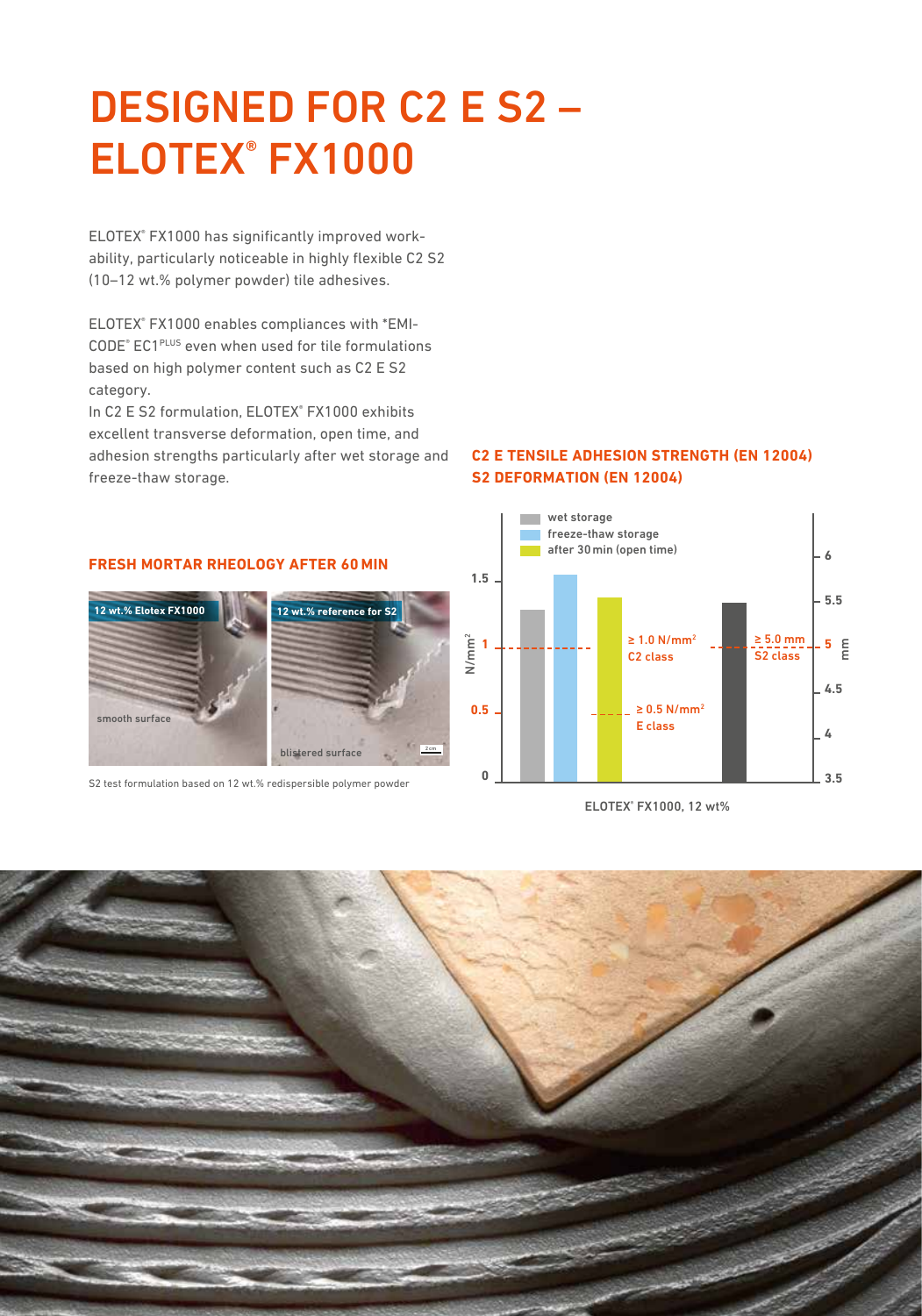# DESIGNED FOR C2 E S2 – ELOTEX® FX1000

ELOTEX® FX1000 has significantly improved workability, particularly noticeable in highly flexible C2 S2 (10–12 wt.% polymer powder) tile adhesives.

ELOTEX® FX1000 enables compliances with *EMICODE® EC1PLUS even when used for tile formulations based on high polymer content such as C2 E S2 category.

In C2 E S2 formulation, ELOTEX® FX1000 exhibits excellent transverse deformation, open time, and adhesion strengths particularly after wet storage and freeze-thaw storage.

## FRESH MORTAR RHEOLOGY AFTER 60 MIN

12 wt.% Elotex FX1000 — smooth surface

12 wt.% reference for S2 — blistered surface

S2 test formulation based on 12 wt.% redispersible polymer powder

## C2 E TENSILE ADHESION STRENGTH (EN 12004)
## S2 DEFORMATION (EN 12004)

- wet storage
- freeze-thaw storage
- after 30 min (open time)

N/mm² (left axis: 0 – 1.5); mm (right axis: 3.5 – 6)

≥ 1.0 N/mm² C2 class

≥ 0.5 N/mm² E class

≥ 5.0 mm S2 class

ELOTEX® FX1000, 12 wt%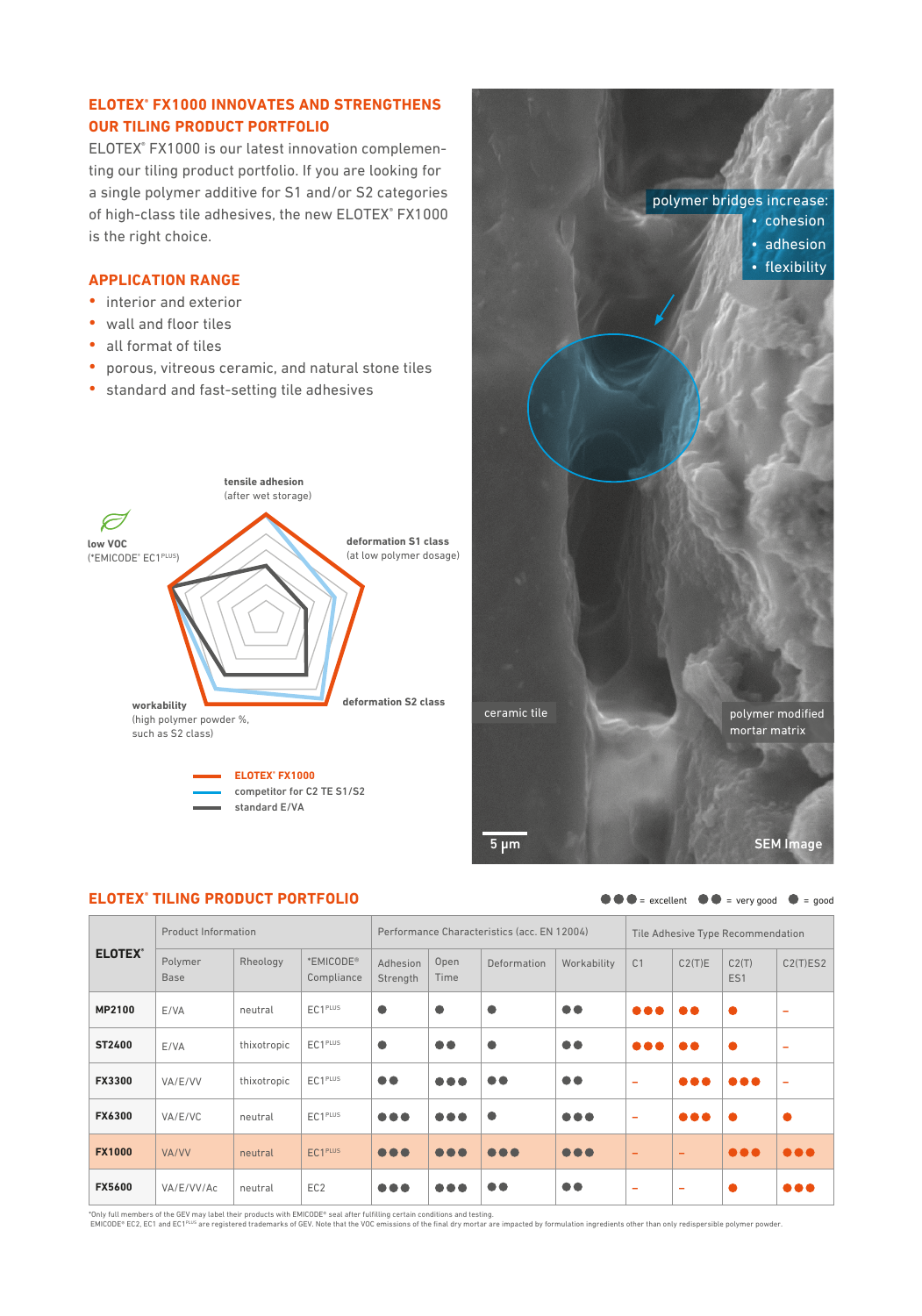## ELOTEX® FX1000 INNOVATES AND STRENGTHENS OUR TILING PRODUCT PORTFOLIO

ELOTEX® FX1000 is our latest innovation complementing our tiling product portfolio. If you are looking for a single polymer additive for S1 and/or S2 categories of high-class tile adhesives, the new ELOTEX® FX1000 is the right choice.

## APPLICATION RANGE

- interior and exterior
- wall and floor tiles
- all format of tiles
- porous, vitreous ceramic, and natural stone tiles
- standard and fast-setting tile adhesives

**tensile adhesion** (after wet storage)

**deformation S1 class** (at low polymer dosage)

**deformation S2 class**

**workability** (high polymer powder %, such as S2 class)

**low VOC** (*EMICODE® EC1PLUS)

- ELOTEX® FX1000
- competitor for C2 TE S1/S2
- standard E/VA

polymer bridges increase:
- cohesion
- adhesion
- flexibility

ceramic tile

polymer modified mortar matrix

5 µm

SEM Image

## ELOTEX® TILING PRODUCT PORTFOLIO

●●● = excellent ●● = very good ● = good

| ELOTEX® | Product Information | | | Performance Characteristics (acc. EN 12004) | | | | Tile Adhesive Type Recommendation | | | |
|---|---|---|---|---|---|---|---|---|---|---|---|
| | Polymer Base | Rheology | *EMICODE® Compliance | Adhesion Strength | Open Time | Deformation | Workability | C1 | C2(T)E | C2(T) ES1 | C2(T)ES2 |
| **MP2100** | E/VA | neutral | EC1PLUS | ● | ● | ● | ●● | ●●● | ●● | ● | – |
| **ST2400** | E/VA | thixotropic | EC1PLUS | ● | ●● | ● | ●● | ●●● | ●● | ● | – |
| **FX3300** | VA/E/VV | thixotropic | EC1PLUS | ●● | ●●● | ●● | ●● | – | ●●● | ●●● | – |
| **FX6300** | VA/E/VC | neutral | EC1PLUS | ●●● | ●●● | ● | ●●● | – | ●●● | ● | ● |
| **FX1000** | VA/VV | neutral | EC1PLUS | ●●● | ●●● | ●●● | ●●● | – | – | ●●● | ●●● |
| **FX5600** | VA/E/VV/Ac | neutral | EC2 | ●●● | ●●● | ●● | ●● | – | – | ● | ●●● |

*Only full members of the GEV may label their products with EMICODE® seal after fulfilling certain conditions and testing.
EMICODE® EC2, EC1 and EC1PLUS are registered trademarks of GEV. Note that the VOC emissions of the final dry mortar are impacted by formulation ingredients other than only redispersible polymer powder.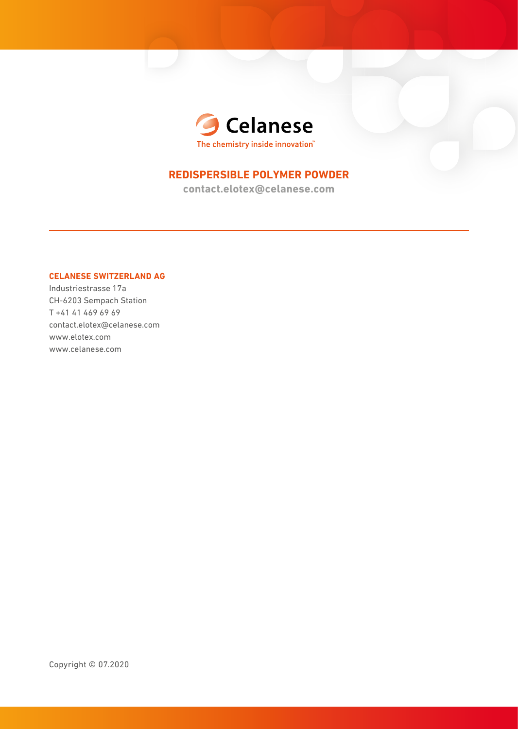Celanese

The chemistry inside innovation™

## REDISPERSIBLE POLYMER POWDER

**contact.elotex@celanese.com**

---

**CELANESE SWITZERLAND AG**

Industriestrasse 17a
CH-6203 Sempach Station
T +41 41 469 69 69
contact.elotex@celanese.com
www.elotex.com
www.celanese.com

Copyright © 07.2020